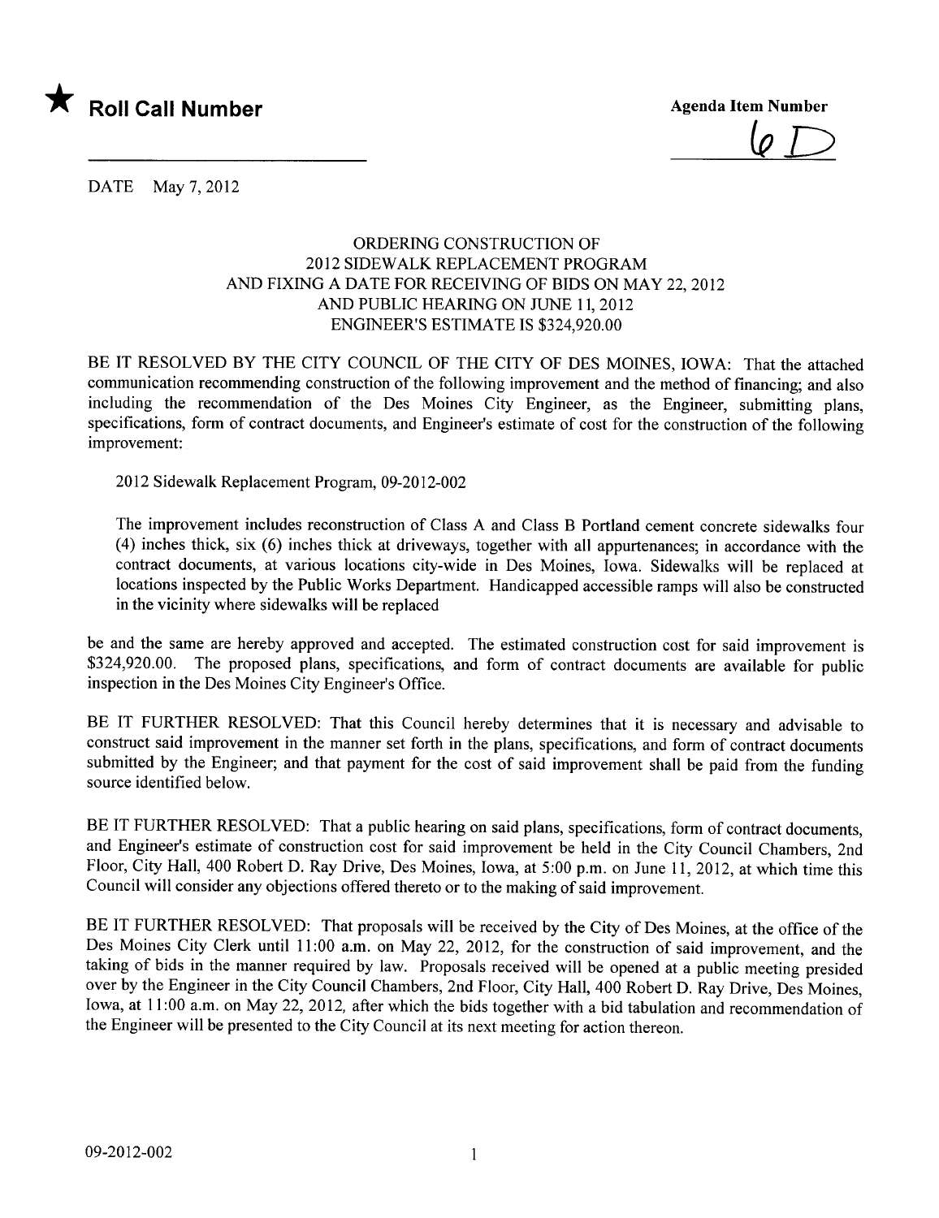★ **Roll Call Number**

**Agenda Item Number**

6D

DATE May 7, 2012

ORDERING CONSTRUCTION OF
2012 SIDEWALK REPLACEMENT PROGRAM
AND FIXING A DATE FOR RECEIVING OF BIDS ON MAY 22, 2012
AND PUBLIC HEARING ON JUNE 11, 2012
ENGINEER'S ESTIMATE IS $324,920.00

BE IT RESOLVED BY THE CITY COUNCIL OF THE CITY OF DES MOINES, IOWA: That the attached communication recommending construction of the following improvement and the method of financing; and also including the recommendation of the Des Moines City Engineer, as the Engineer, submitting plans, specifications, form of contract documents, and Engineer's estimate of cost for the construction of the following improvement:

2012 Sidewalk Replacement Program, 09-2012-002

The improvement includes reconstruction of Class A and Class B Portland cement concrete sidewalks four (4) inches thick, six (6) inches thick at driveways, together with all appurtenances; in accordance with the contract documents, at various locations city-wide in Des Moines, Iowa. Sidewalks will be replaced at locations inspected by the Public Works Department. Handicapped accessible ramps will also be constructed in the vicinity where sidewalks will be replaced

be and the same are hereby approved and accepted. The estimated construction cost for said improvement is $324,920.00. The proposed plans, specifications, and form of contract documents are available for public inspection in the Des Moines City Engineer's Office.

BE IT FURTHER RESOLVED: That this Council hereby determines that it is necessary and advisable to construct said improvement in the manner set forth in the plans, specifications, and form of contract documents submitted by the Engineer; and that payment for the cost of said improvement shall be paid from the funding source identified below.

BE IT FURTHER RESOLVED: That a public hearing on said plans, specifications, form of contract documents, and Engineer's estimate of construction cost for said improvement be held in the City Council Chambers, 2nd Floor, City Hall, 400 Robert D. Ray Drive, Des Moines, Iowa, at 5:00 p.m. on June 11, 2012, at which time this Council will consider any objections offered thereto or to the making of said improvement.

BE IT FURTHER RESOLVED: That proposals will be received by the City of Des Moines, at the office of the Des Moines City Clerk until 11:00 a.m. on May 22, 2012, for the construction of said improvement, and the taking of bids in the manner required by law. Proposals received will be opened at a public meeting presided over by the Engineer in the City Council Chambers, 2nd Floor, City Hall, 400 Robert D. Ray Drive, Des Moines, Iowa, at 11:00 a.m. on May 22, 2012, after which the bids together with a bid tabulation and recommendation of the Engineer will be presented to the City Council at its next meeting for action thereon.

09-2012-002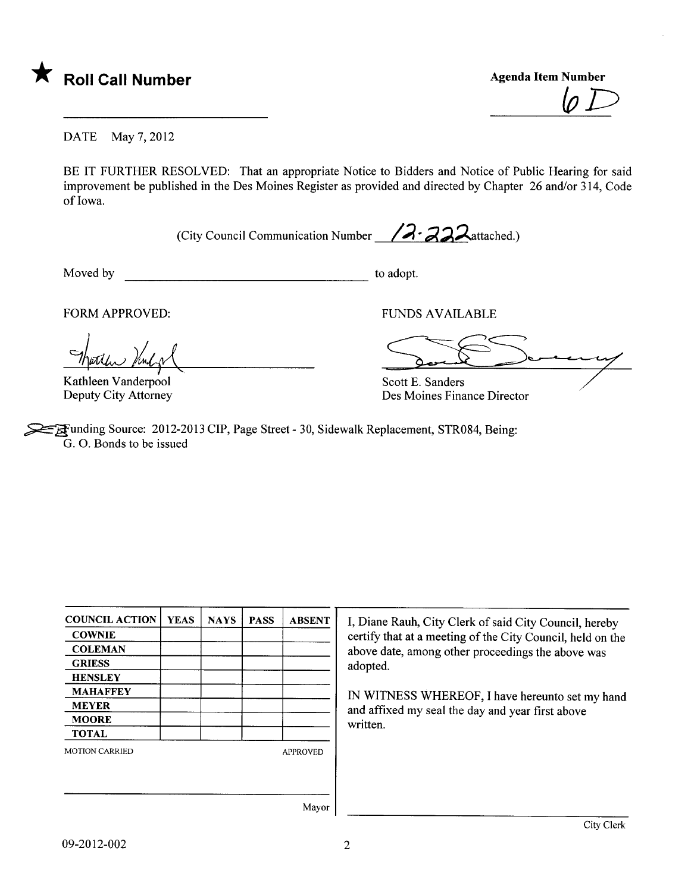★ **Roll Call Number**

**Agenda Item Number**

6D

DATE May 7, 2012

BE IT FURTHER RESOLVED: That an appropriate Notice to Bidders and Notice of Public Hearing for said improvement be published in the Des Moines Register as provided and directed by Chapter 26 and/or 314, Code of Iowa.

(City Council Communication Number 12-222 attached.)

Moved by ______________________ to adopt.

FORM APPROVED:

Kathleen Vanderpool
Deputy City Attorney

FUNDS AVAILABLE

Scott E. Sanders
Des Moines Finance Director

Funding Source: 2012-2013 CIP, Page Street - 30, Sidewalk Replacement, STR084, Being: G. O. Bonds to be issued

| COUNCIL ACTION | YEAS | NAYS | PASS | ABSENT |
|---|---|---|---|---|
| COWNIE | | | | |
| COLEMAN | | | | |
| GRIESS | | | | |
| HENSLEY | | | | |
| MAHAFFEY | | | | |
| MEYER | | | | |
| MOORE | | | | |
| TOTAL | | | | |

MOTION CARRIED APPROVED

Mayor

I, Diane Rauh, City Clerk of said City Council, hereby certify that at a meeting of the City Council, held on the above date, among other proceedings the above was adopted.

IN WITNESS WHEREOF, I have hereunto set my hand and affixed my seal the day and year first above written.

City Clerk

09-2012-002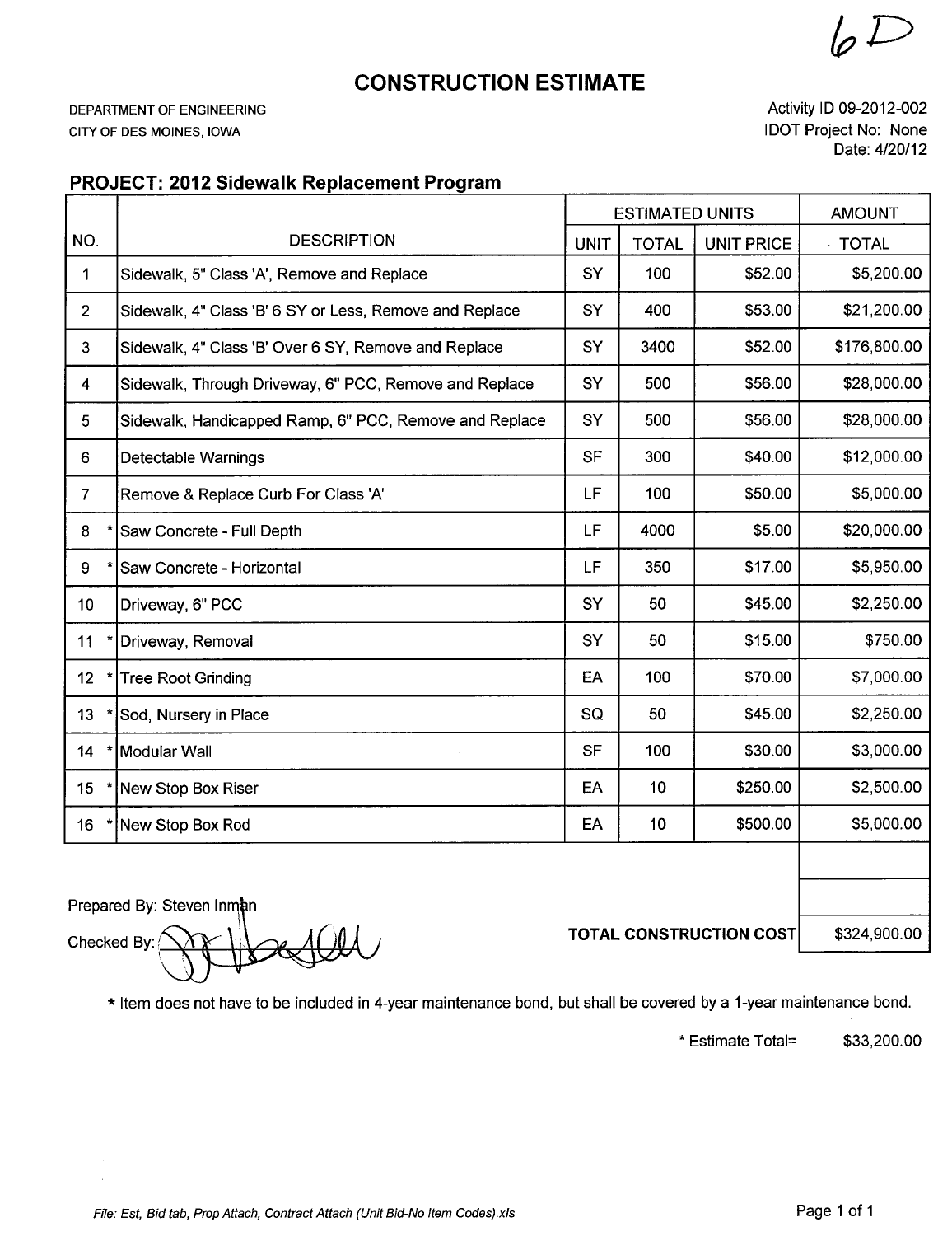6D

# CONSTRUCTION ESTIMATE

DEPARTMENT OF ENGINEERING
CITY OF DES MOINES, IOWA

Activity ID 09-2012-002
IDOT Project No: None
Date: 4/20/12

## PROJECT: 2012 Sidewalk Replacement Program

| NO. | DESCRIPTION | ESTIMATED UNITS | | | AMOUNT |
|---|---|---|---|---|---|
| | | UNIT | TOTAL | UNIT PRICE | TOTAL |
| 1 | Sidewalk, 5" Class 'A', Remove and Replace | SY | 100 | $52.00 | $5,200.00 |
| 2 | Sidewalk, 4" Class 'B' 6 SY or Less, Remove and Replace | SY | 400 | $53.00 | $21,200.00 |
| 3 | Sidewalk, 4" Class 'B' Over 6 SY, Remove and Replace | SY | 3400 | $52.00 | $176,800.00 |
| 4 | Sidewalk, Through Driveway, 6" PCC, Remove and Replace | SY | 500 | $56.00 | $28,000.00 |
| 5 | Sidewalk, Handicapped Ramp, 6" PCC, Remove and Replace | SY | 500 | $56.00 | $28,000.00 |
| 6 | Detectable Warnings | SF | 300 | $40.00 | $12,000.00 |
| 7 | Remove & Replace Curb For Class 'A' | LF | 100 | $50.00 | $5,000.00 |
| 8 * | Saw Concrete - Full Depth | LF | 4000 | $5.00 | $20,000.00 |
| 9 * | Saw Concrete - Horizontal | LF | 350 | $17.00 | $5,950.00 |
| 10 | Driveway, 6" PCC | SY | 50 | $45.00 | $2,250.00 |
| 11 * | Driveway, Removal | SY | 50 | $15.00 | $750.00 |
| 12 * | Tree Root Grinding | EA | 100 | $70.00 | $7,000.00 |
| 13 * | Sod, Nursery in Place | SQ | 50 | $45.00 | $2,250.00 |
| 14 * | Modular Wall | SF | 100 | $30.00 | $3,000.00 |
| 15 * | New Stop Box Riser | EA | 10 | $250.00 | $2,500.00 |
| 16 * | New Stop Box Rod | EA | 10 | $500.00 | $5,000.00 |
| | | | | **TOTAL CONSTRUCTION COST** | $324,900.00 |

Prepared By: Steven Inman

Checked By:

* Item does not have to be included in 4-year maintenance bond, but shall be covered by a 1-year maintenance bond.

* Estimate Total= $33,200.00

*File: Est, Bid tab, Prop Attach, Contract Attach (Unit Bid-No Item Codes).xls*